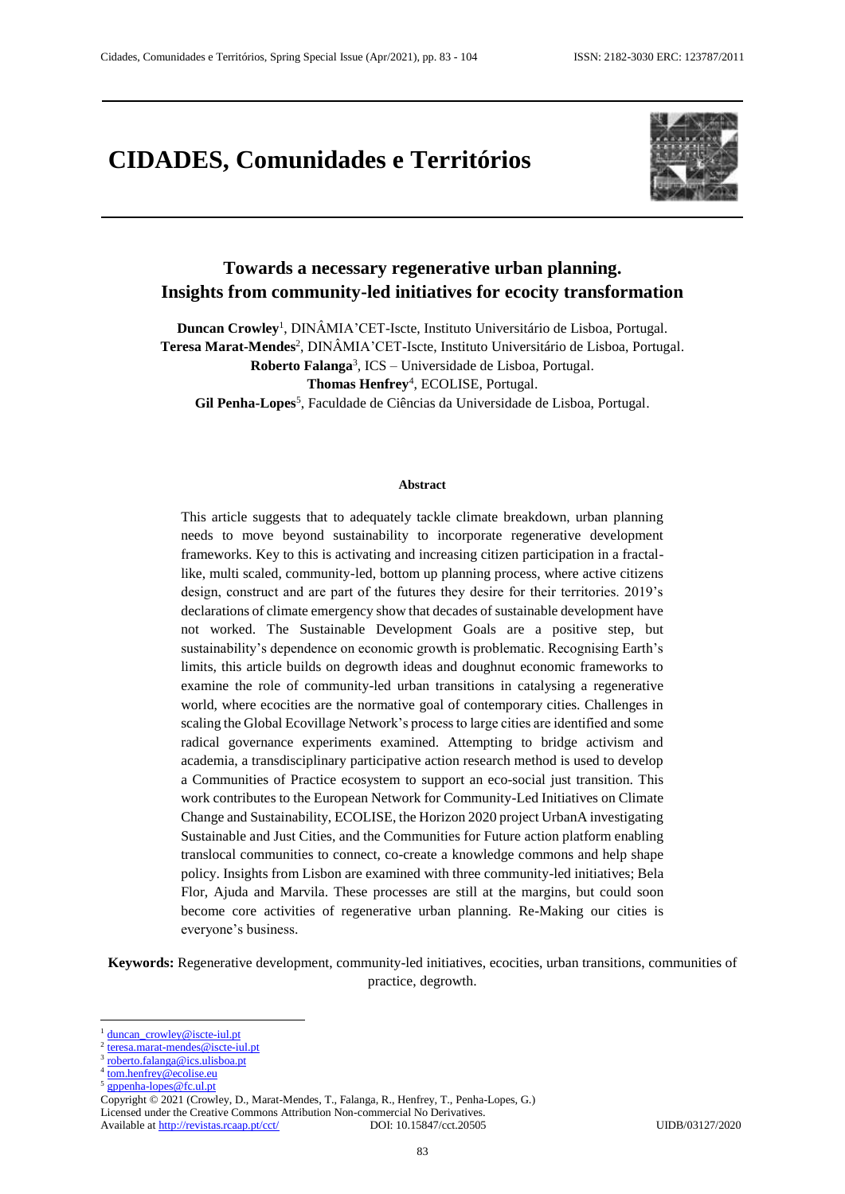# CIDADES, Comunidades e Territórios

## Towards a necessary regenerative urban planning. Insights from community-led initiatives for ecocity transformation

**Duncan Crowley**[1], DINÂMIA'CET-Iscte, Instituto Universitário de Lisboa, Portugal.
**Teresa Marat-Mendes**[2], DINÂMIA'CET-Iscte, Instituto Universitário de Lisboa, Portugal.
**Roberto Falanga**[3], ICS – Universidade de Lisboa, Portugal.
**Thomas Henfrey**[4], ECOLISE, Portugal.
**Gil Penha-Lopes**[5], Faculdade de Ciências da Universidade de Lisboa, Portugal.

### Abstract

This article suggests that to adequately tackle climate breakdown, urban planning needs to move beyond sustainability to incorporate regenerative development frameworks. Key to this is activating and increasing citizen participation in a fractal-like, multi scaled, community-led, bottom up planning process, where active citizens design, construct and are part of the futures they desire for their territories. 2019's declarations of climate emergency show that decades of sustainable development have not worked. The Sustainable Development Goals are a positive step, but sustainability's dependence on economic growth is problematic. Recognising Earth's limits, this article builds on degrowth ideas and doughnut economic frameworks to examine the role of community-led urban transitions in catalysing a regenerative world, where ecocities are the normative goal of contemporary cities. Challenges in scaling the Global Ecovillage Network's process to large cities are identified and some radical governance experiments examined. Attempting to bridge activism and academia, a transdisciplinary participative action research method is used to develop a Communities of Practice ecosystem to support an eco-social just transition. This work contributes to the European Network for Community-Led Initiatives on Climate Change and Sustainability, ECOLISE, the Horizon 2020 project UrbanA investigating Sustainable and Just Cities, and the Communities for Future action platform enabling translocal communities to connect, co-create a knowledge commons and help shape policy. Insights from Lisbon are examined with three community-led initiatives; Bela Flor, Ajuda and Marvila. These processes are still at the margins, but could soon become core activities of regenerative urban planning. Re-Making our cities is everyone's business.

**Keywords:** Regenerative development, community-led initiatives, ecocities, urban transitions, communities of practice, degrowth.

[1] duncan_crowley@iscte-iul.pt
[2] teresa.marat-mendes@iscte-iul.pt
[3] roberto.falanga@ics.ulisboa.pt
[4] tom.henfrey@ecolise.eu
[5] gppenha-lopes@fc.ul.pt

Copyright © 2021 (Crowley, D., Marat-Mendes, T., Falanga, R., Henfrey, T., Penha-Lopes, G.)
Licensed under the Creative Commons Attribution Non-commercial No Derivatives.
Available at http://revistas.rcaap.pt/cct/ DOI: 10.15847/cct.20505 UIDB/03127/2020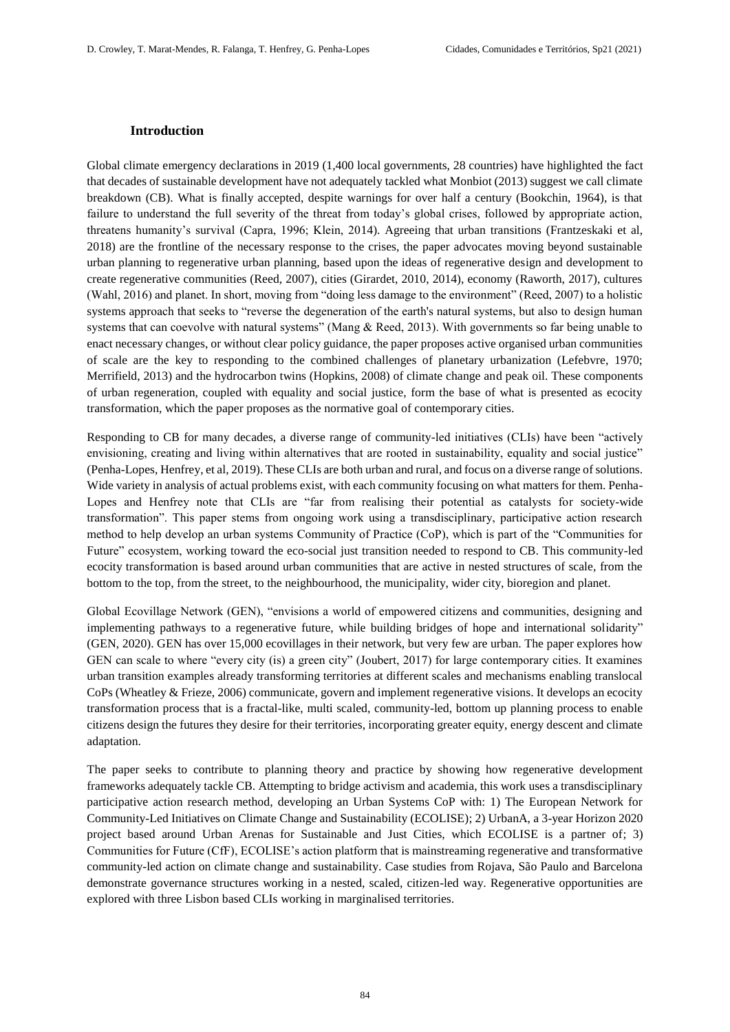## Introduction

Global climate emergency declarations in 2019 (1,400 local governments, 28 countries) have highlighted the fact that decades of sustainable development have not adequately tackled what Monbiot (2013) suggest we call climate breakdown (CB). What is finally accepted, despite warnings for over half a century (Bookchin, 1964), is that failure to understand the full severity of the threat from today's global crises, followed by appropriate action, threatens humanity's survival (Capra, 1996; Klein, 2014). Agreeing that urban transitions (Frantzeskaki et al, 2018) are the frontline of the necessary response to the crises, the paper advocates moving beyond sustainable urban planning to regenerative urban planning, based upon the ideas of regenerative design and development to create regenerative communities (Reed, 2007), cities (Girardet, 2010, 2014), economy (Raworth, 2017), cultures (Wahl, 2016) and planet. In short, moving from "doing less damage to the environment" (Reed, 2007) to a holistic systems approach that seeks to "reverse the degeneration of the earth's natural systems, but also to design human systems that can coevolve with natural systems" (Mang & Reed, 2013). With governments so far being unable to enact necessary changes, or without clear policy guidance, the paper proposes active organised urban communities of scale are the key to responding to the combined challenges of planetary urbanization (Lefebvre, 1970; Merrifield, 2013) and the hydrocarbon twins (Hopkins, 2008) of climate change and peak oil. These components of urban regeneration, coupled with equality and social justice, form the base of what is presented as ecocity transformation, which the paper proposes as the normative goal of contemporary cities.

Responding to CB for many decades, a diverse range of community-led initiatives (CLIs) have been "actively envisioning, creating and living within alternatives that are rooted in sustainability, equality and social justice" (Penha-Lopes, Henfrey, et al, 2019). These CLIs are both urban and rural, and focus on a diverse range of solutions. Wide variety in analysis of actual problems exist, with each community focusing on what matters for them. Penha-Lopes and Henfrey note that CLIs are "far from realising their potential as catalysts for society-wide transformation". This paper stems from ongoing work using a transdisciplinary, participative action research method to help develop an urban systems Community of Practice (CoP), which is part of the "Communities for Future" ecosystem, working toward the eco-social just transition needed to respond to CB. This community-led ecocity transformation is based around urban communities that are active in nested structures of scale, from the bottom to the top, from the street, to the neighbourhood, the municipality, wider city, bioregion and planet.

Global Ecovillage Network (GEN), "envisions a world of empowered citizens and communities, designing and implementing pathways to a regenerative future, while building bridges of hope and international solidarity" (GEN, 2020). GEN has over 15,000 ecovillages in their network, but very few are urban. The paper explores how GEN can scale to where "every city (is) a green city" (Joubert, 2017) for large contemporary cities. It examines urban transition examples already transforming territories at different scales and mechanisms enabling translocal CoPs (Wheatley & Frieze, 2006) communicate, govern and implement regenerative visions. It develops an ecocity transformation process that is a fractal-like, multi scaled, community-led, bottom up planning process to enable citizens design the futures they desire for their territories, incorporating greater equity, energy descent and climate adaptation.

The paper seeks to contribute to planning theory and practice by showing how regenerative development frameworks adequately tackle CB. Attempting to bridge activism and academia, this work uses a transdisciplinary participative action research method, developing an Urban Systems CoP with: 1) The European Network for Community-Led Initiatives on Climate Change and Sustainability (ECOLISE); 2) UrbanA, a 3-year Horizon 2020 project based around Urban Arenas for Sustainable and Just Cities, which ECOLISE is a partner of; 3) Communities for Future (CfF), ECOLISE's action platform that is mainstreaming regenerative and transformative community-led action on climate change and sustainability. Case studies from Rojava, São Paulo and Barcelona demonstrate governance structures working in a nested, scaled, citizen-led way. Regenerative opportunities are explored with three Lisbon based CLIs working in marginalised territories.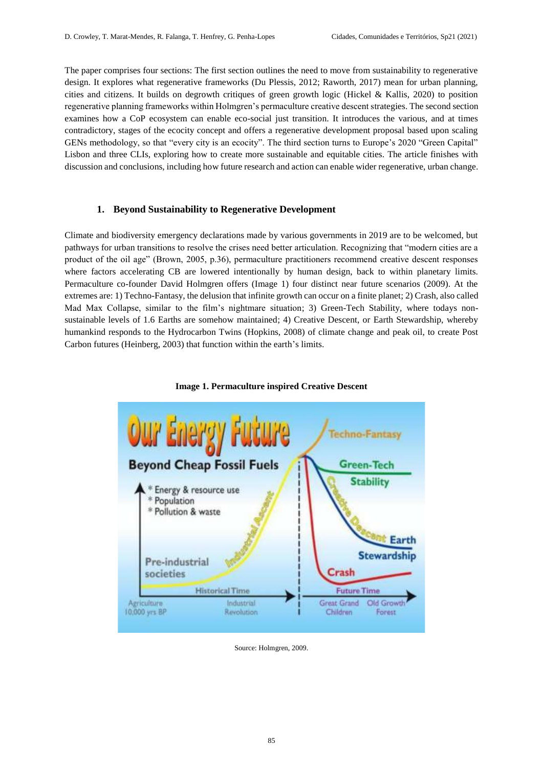The paper comprises four sections: The first section outlines the need to move from sustainability to regenerative design. It explores what regenerative frameworks (Du Plessis, 2012; Raworth, 2017) mean for urban planning, cities and citizens. It builds on degrowth critiques of green growth logic (Hickel & Kallis, 2020) to position regenerative planning frameworks within Holmgren's permaculture creative descent strategies. The second section examines how a CoP ecosystem can enable eco-social just transition. It introduces the various, and at times contradictory, stages of the ecocity concept and offers a regenerative development proposal based upon scaling GENs methodology, so that "every city is an ecocity". The third section turns to Europe's 2020 "Green Capital" Lisbon and three CLIs, exploring how to create more sustainable and equitable cities. The article finishes with discussion and conclusions, including how future research and action can enable wider regenerative, urban change.

## 1. Beyond Sustainability to Regenerative Development

Climate and biodiversity emergency declarations made by various governments in 2019 are to be welcomed, but pathways for urban transitions to resolve the crises need better articulation. Recognizing that "modern cities are a product of the oil age" (Brown, 2005, p.36), permaculture practitioners recommend creative descent responses where factors accelerating CB are lowered intentionally by human design, back to within planetary limits. Permaculture co-founder David Holmgren offers (Image 1) four distinct near future scenarios (2009). At the extremes are: 1) Techno-Fantasy, the delusion that infinite growth can occur on a finite planet; 2) Crash, also called Mad Max Collapse, similar to the film's nightmare situation; 3) Green-Tech Stability, where todays non-sustainable levels of 1.6 Earths are somehow maintained; 4) Creative Descent, or Earth Stewardship, whereby humankind responds to the Hydrocarbon Twins (Hopkins, 2008) of climate change and peak oil, to create Post Carbon futures (Heinberg, 2003) that function within the earth's limits.

**Image 1. Permaculture inspired Creative Descent**

Source: Holmgren, 2009.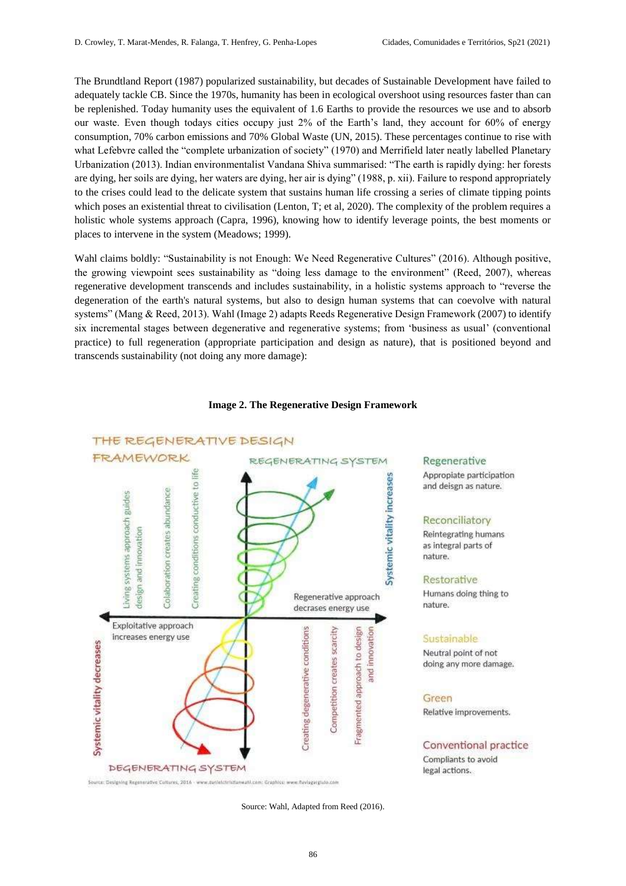The Brundtland Report (1987) popularized sustainability, but decades of Sustainable Development have failed to adequately tackle CB. Since the 1970s, humanity has been in ecological overshoot using resources faster than can be replenished. Today humanity uses the equivalent of 1.6 Earths to provide the resources we use and to absorb our waste. Even though todays cities occupy just 2% of the Earth's land, they account for 60% of energy consumption, 70% carbon emissions and 70% Global Waste (UN, 2015). These percentages continue to rise with what Lefebvre called the "complete urbanization of society" (1970) and Merrifield later neatly labelled Planetary Urbanization (2013). Indian environmentalist Vandana Shiva summarised: "The earth is rapidly dying: her forests are dying, her soils are dying, her waters are dying, her air is dying" (1988, p. xii). Failure to respond appropriately to the crises could lead to the delicate system that sustains human life crossing a series of climate tipping points which poses an existential threat to civilisation (Lenton, T; et al, 2020). The complexity of the problem requires a holistic whole systems approach (Capra, 1996), knowing how to identify leverage points, the best moments or places to intervene in the system (Meadows; 1999).

Wahl claims boldly: "Sustainability is not Enough: We Need Regenerative Cultures" (2016). Although positive, the growing viewpoint sees sustainability as "doing less damage to the environment" (Reed, 2007), whereas regenerative development transcends and includes sustainability, in a holistic systems approach to "reverse the degeneration of the earth's natural systems, but also to design human systems that can coevolve with natural systems" (Mang & Reed, 2013). Wahl (Image 2) adapts Reeds Regenerative Design Framework (2007) to identify six incremental stages between degenerative and regenerative systems; from 'business as usual' (conventional practice) to full regeneration (appropriate participation and design as nature), that is positioned beyond and transcends sustainability (not doing any more damage):

**Image 2. The Regenerative Design Framework**

Source: Wahl, Adapted from Reed (2016).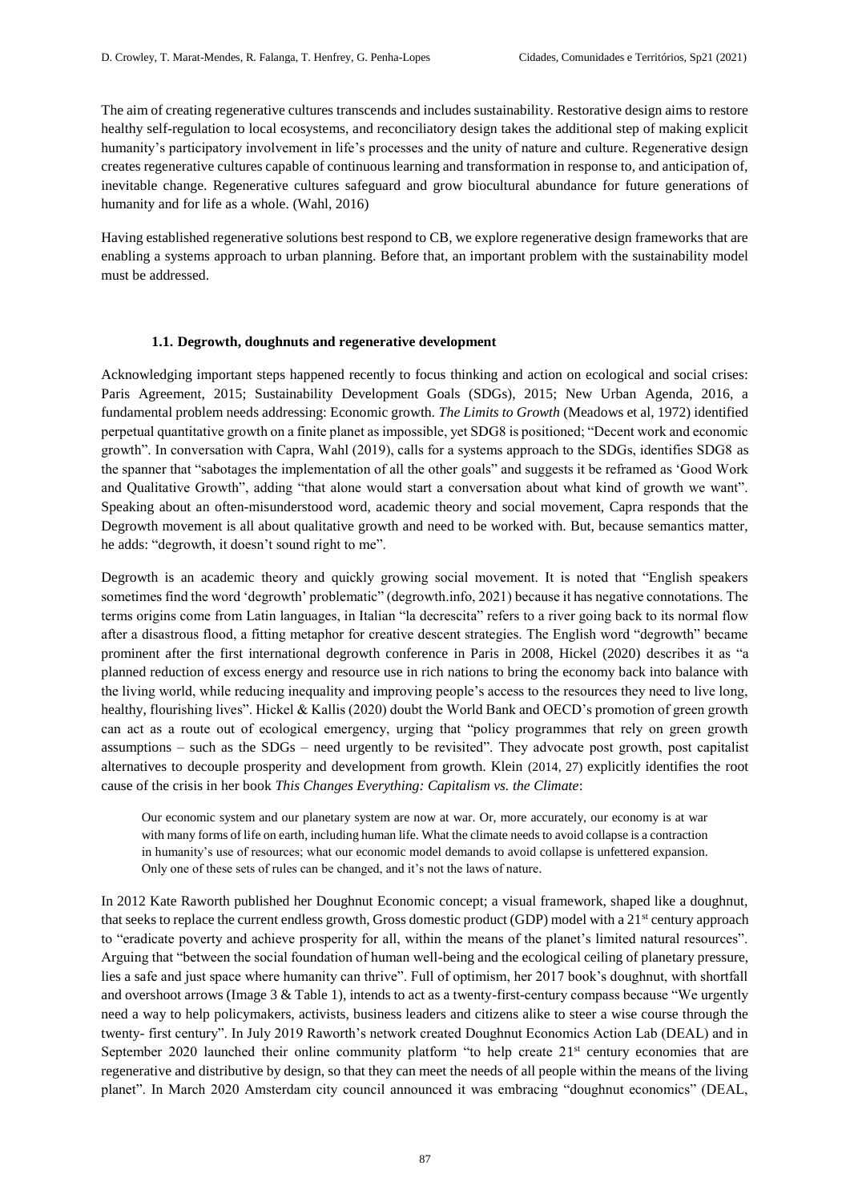The aim of creating regenerative cultures transcends and includes sustainability. Restorative design aims to restore healthy self-regulation to local ecosystems, and reconciliatory design takes the additional step of making explicit humanity's participatory involvement in life's processes and the unity of nature and culture. Regenerative design creates regenerative cultures capable of continuous learning and transformation in response to, and anticipation of, inevitable change. Regenerative cultures safeguard and grow biocultural abundance for future generations of humanity and for life as a whole. (Wahl, 2016)

Having established regenerative solutions best respond to CB, we explore regenerative design frameworks that are enabling a systems approach to urban planning. Before that, an important problem with the sustainability model must be addressed.

### 1.1. Degrowth, doughnuts and regenerative development

Acknowledging important steps happened recently to focus thinking and action on ecological and social crises: Paris Agreement, 2015; Sustainability Development Goals (SDGs), 2015; New Urban Agenda, 2016, a fundamental problem needs addressing: Economic growth. *The Limits to Growth* (Meadows et al, 1972) identified perpetual quantitative growth on a finite planet as impossible, yet SDG8 is positioned; "Decent work and economic growth". In conversation with Capra, Wahl (2019), calls for a systems approach to the SDGs, identifies SDG8 as the spanner that "sabotages the implementation of all the other goals" and suggests it be reframed as 'Good Work and Qualitative Growth", adding "that alone would start a conversation about what kind of growth we want". Speaking about an often-misunderstood word, academic theory and social movement, Capra responds that the Degrowth movement is all about qualitative growth and need to be worked with. But, because semantics matter, he adds: "degrowth, it doesn't sound right to me".

Degrowth is an academic theory and quickly growing social movement. It is noted that "English speakers sometimes find the word 'degrowth' problematic" (degrowth.info, 2021) because it has negative connotations. The terms origins come from Latin languages, in Italian "la decrescita" refers to a river going back to its normal flow after a disastrous flood, a fitting metaphor for creative descent strategies. The English word "degrowth" became prominent after the first international degrowth conference in Paris in 2008, Hickel (2020) describes it as "a planned reduction of excess energy and resource use in rich nations to bring the economy back into balance with the living world, while reducing inequality and improving people's access to the resources they need to live long, healthy, flourishing lives". Hickel & Kallis (2020) doubt the World Bank and OECD's promotion of green growth can act as a route out of ecological emergency, urging that "policy programmes that rely on green growth assumptions – such as the SDGs – need urgently to be revisited". They advocate post growth, post capitalist alternatives to decouple prosperity and development from growth. Klein (2014, 27) explicitly identifies the root cause of the crisis in her book *This Changes Everything: Capitalism vs. the Climate*:

> Our economic system and our planetary system are now at war. Or, more accurately, our economy is at war with many forms of life on earth, including human life. What the climate needs to avoid collapse is a contraction in humanity's use of resources; what our economic model demands to avoid collapse is unfettered expansion. Only one of these sets of rules can be changed, and it's not the laws of nature.

In 2012 Kate Raworth published her Doughnut Economic concept; a visual framework, shaped like a doughnut, that seeks to replace the current endless growth, Gross domestic product (GDP) model with a 21st century approach to "eradicate poverty and achieve prosperity for all, within the means of the planet's limited natural resources". Arguing that "between the social foundation of human well-being and the ecological ceiling of planetary pressure, lies a safe and just space where humanity can thrive". Full of optimism, her 2017 book's doughnut, with shortfall and overshoot arrows (Image 3 & Table 1), intends to act as a twenty-first-century compass because "We urgently need a way to help policymakers, activists, business leaders and citizens alike to steer a wise course through the twenty- first century". In July 2019 Raworth's network created Doughnut Economics Action Lab (DEAL) and in September 2020 launched their online community platform "to help create 21st century economies that are regenerative and distributive by design, so that they can meet the needs of all people within the means of the living planet". In March 2020 Amsterdam city council announced it was embracing "doughnut economics" (DEAL,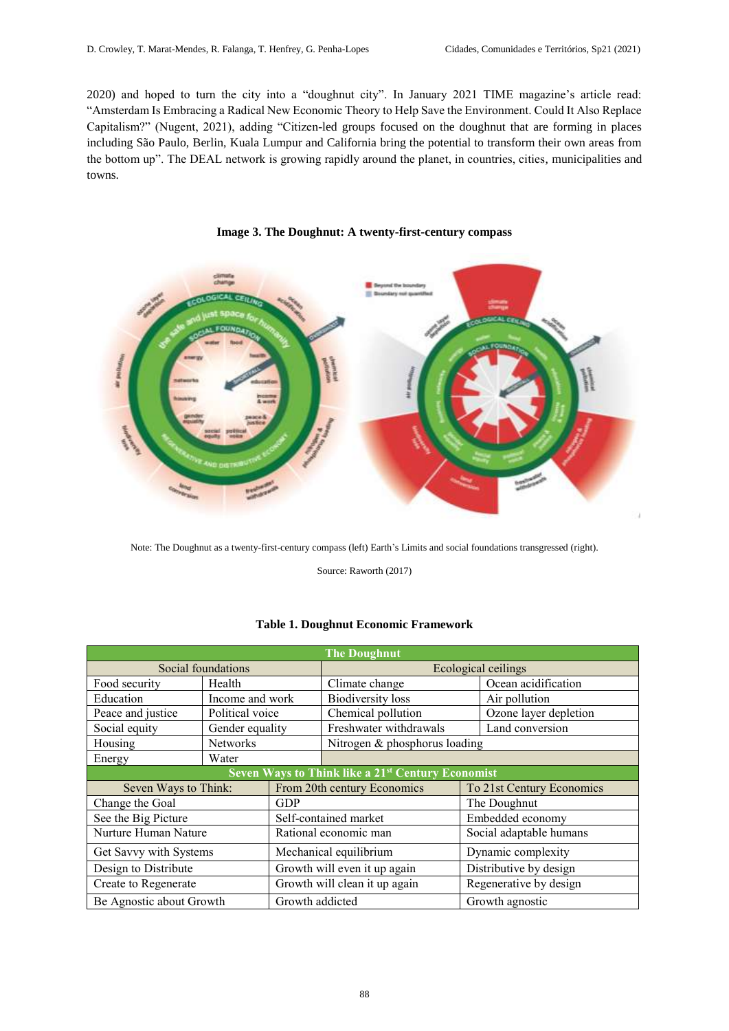2020) and hoped to turn the city into a "doughnut city". In January 2021 TIME magazine's article read: "Amsterdam Is Embracing a Radical New Economic Theory to Help Save the Environment. Could It Also Replace Capitalism?" (Nugent, 2021), adding "Citizen-led groups focused on the doughnut that are forming in places including São Paulo, Berlin, Kuala Lumpur and California bring the potential to transform their own areas from the bottom up". The DEAL network is growing rapidly around the planet, in countries, cities, municipalities and towns.

**Image 3. The Doughnut: A twenty-first-century compass**

Note: The Doughnut as a twenty-first-century compass (left) Earth's Limits and social foundations transgressed (right).

Source: Raworth (2017)

**Table 1. Doughnut Economic Framework**

| The Doughnut | | | |
|---|---|---|---|
| Social foundations | | Ecological ceilings | |
| Food security | Health | Climate change | Ocean acidification |
| Education | Income and work | Biodiversity loss | Air pollution |
| Peace and justice | Political voice | Chemical pollution | Ozone layer depletion |
| Social equity | Gender equality | Freshwater withdrawals | Land conversion |
| Housing | Networks | Nitrogen & phosphorus loading | |
| Energy | Water | | |

| Seven Ways to Think like a 21st Century Economist | | |
|---|---|---|
| Seven Ways to Think: | From 20th century Economics | To 21st Century Economics |
| Change the Goal | GDP | The Doughnut |
| See the Big Picture | Self-contained market | Embedded economy |
| Nurture Human Nature | Rational economic man | Social adaptable humans |
| Get Savvy with Systems | Mechanical equilibrium | Dynamic complexity |
| Design to Distribute | Growth will even it up again | Distributive by design |
| Create to Regenerate | Growth will clean it up again | Regenerative by design |
| Be Agnostic about Growth | Growth addicted | Growth agnostic |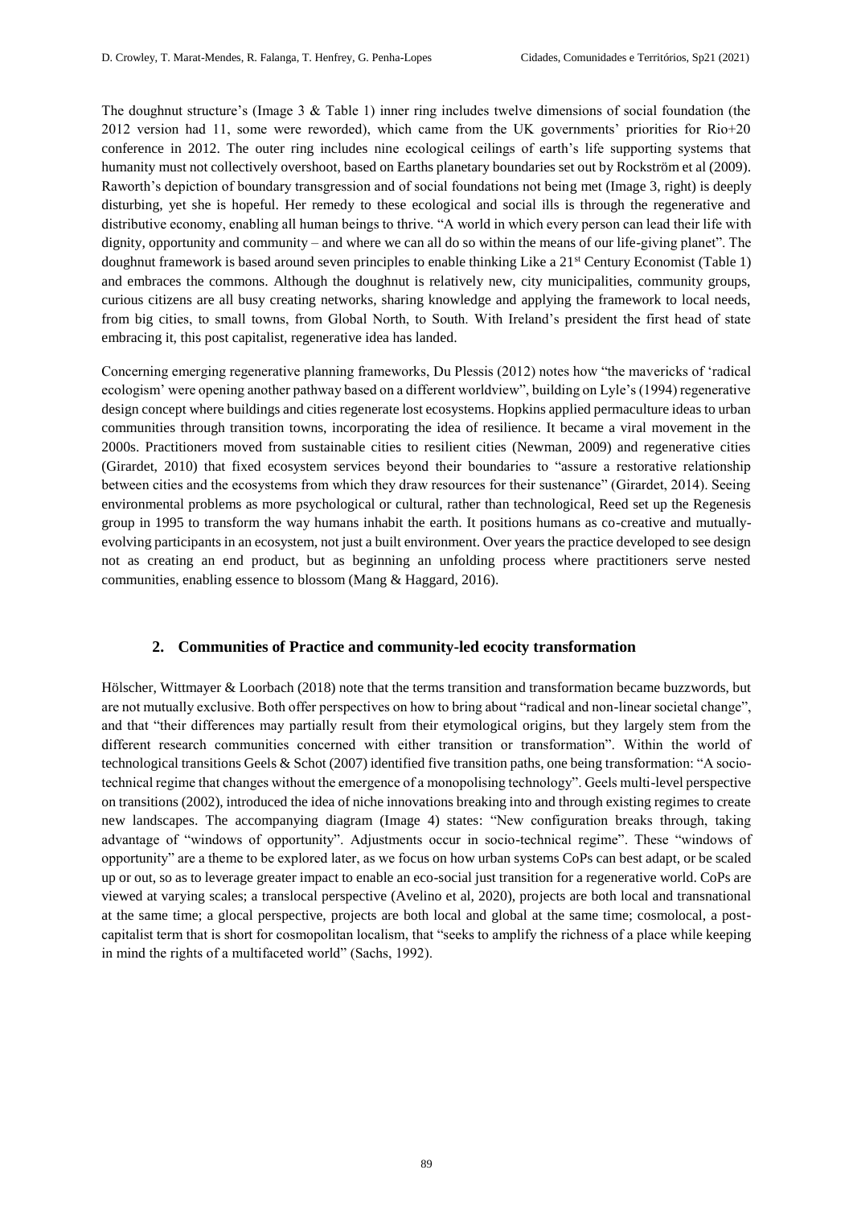The doughnut structure's (Image 3 & Table 1) inner ring includes twelve dimensions of social foundation (the 2012 version had 11, some were reworded), which came from the UK governments' priorities for Rio+20 conference in 2012. The outer ring includes nine ecological ceilings of earth's life supporting systems that humanity must not collectively overshoot, based on Earths planetary boundaries set out by Rockström et al (2009). Raworth's depiction of boundary transgression and of social foundations not being met (Image 3, right) is deeply disturbing, yet she is hopeful. Her remedy to these ecological and social ills is through the regenerative and distributive economy, enabling all human beings to thrive. "A world in which every person can lead their life with dignity, opportunity and community – and where we can all do so within the means of our life-giving planet". The doughnut framework is based around seven principles to enable thinking Like a 21st Century Economist (Table 1) and embraces the commons. Although the doughnut is relatively new, city municipalities, community groups, curious citizens are all busy creating networks, sharing knowledge and applying the framework to local needs, from big cities, to small towns, from Global North, to South. With Ireland's president the first head of state embracing it, this post capitalist, regenerative idea has landed.

Concerning emerging regenerative planning frameworks, Du Plessis (2012) notes how "the mavericks of 'radical ecologism' were opening another pathway based on a different worldview", building on Lyle's (1994) regenerative design concept where buildings and cities regenerate lost ecosystems. Hopkins applied permaculture ideas to urban communities through transition towns, incorporating the idea of resilience. It became a viral movement in the 2000s. Practitioners moved from sustainable cities to resilient cities (Newman, 2009) and regenerative cities (Girardet, 2010) that fixed ecosystem services beyond their boundaries to "assure a restorative relationship between cities and the ecosystems from which they draw resources for their sustenance" (Girardet, 2014). Seeing environmental problems as more psychological or cultural, rather than technological, Reed set up the Regenesis group in 1995 to transform the way humans inhabit the earth. It positions humans as co-creative and mutually-evolving participants in an ecosystem, not just a built environment. Over years the practice developed to see design not as creating an end product, but as beginning an unfolding process where practitioners serve nested communities, enabling essence to blossom (Mang & Haggard, 2016).

## 2. Communities of Practice and community-led ecocity transformation

Hölscher, Wittmayer & Loorbach (2018) note that the terms transition and transformation became buzzwords, but are not mutually exclusive. Both offer perspectives on how to bring about "radical and non-linear societal change", and that "their differences may partially result from their etymological origins, but they largely stem from the different research communities concerned with either transition or transformation". Within the world of technological transitions Geels & Schot (2007) identified five transition paths, one being transformation: "A socio-technical regime that changes without the emergence of a monopolising technology". Geels multi-level perspective on transitions (2002), introduced the idea of niche innovations breaking into and through existing regimes to create new landscapes. The accompanying diagram (Image 4) states: "New configuration breaks through, taking advantage of "windows of opportunity". Adjustments occur in socio-technical regime". These "windows of opportunity" are a theme to be explored later, as we focus on how urban systems CoPs can best adapt, or be scaled up or out, so as to leverage greater impact to enable an eco-social just transition for a regenerative world. CoPs are viewed at varying scales; a translocal perspective (Avelino et al, 2020), projects are both local and transnational at the same time; a glocal perspective, projects are both local and global at the same time; cosmolocal, a post-capitalist term that is short for cosmopolitan localism, that "seeks to amplify the richness of a place while keeping in mind the rights of a multifaceted world" (Sachs, 1992).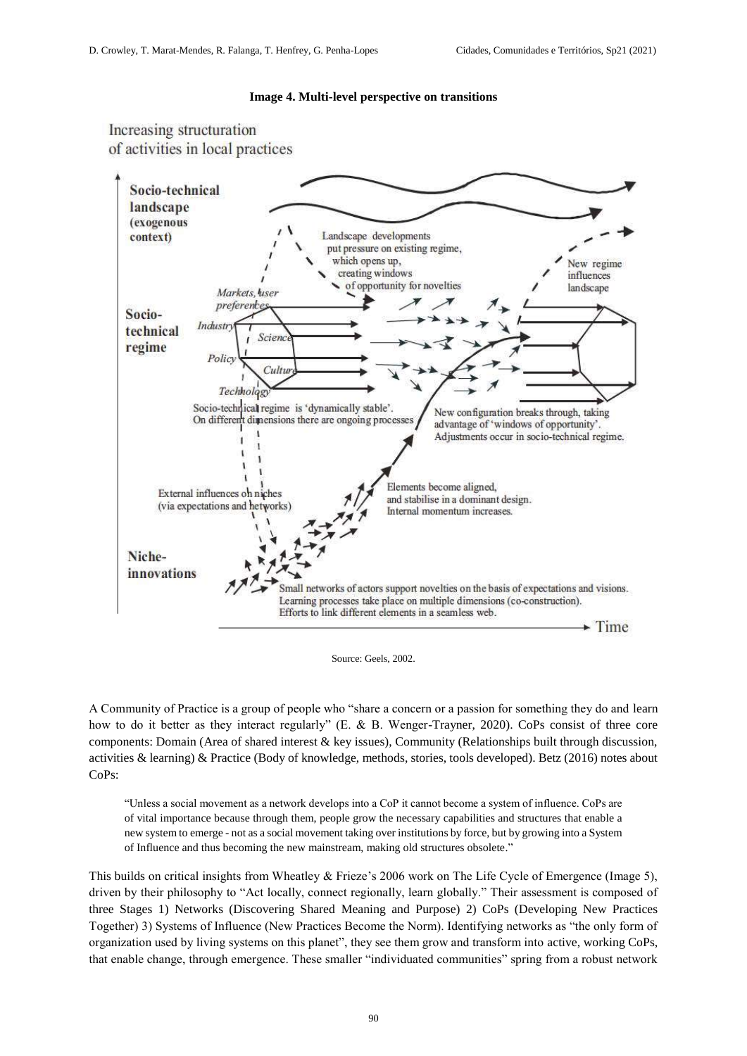**Image 4. Multi-level perspective on transitions**

Source: Geels, 2002.

A Community of Practice is a group of people who "share a concern or a passion for something they do and learn how to do it better as they interact regularly" (E. & B. Wenger-Trayner, 2020). CoPs consist of three core components: Domain (Area of shared interest & key issues), Community (Relationships built through discussion, activities & learning) & Practice (Body of knowledge, methods, stories, tools developed). Betz (2016) notes about CoPs:

> "Unless a social movement as a network develops into a CoP it cannot become a system of influence. CoPs are of vital importance because through them, people grow the necessary capabilities and structures that enable a new system to emerge - not as a social movement taking over institutions by force, but by growing into a System of Influence and thus becoming the new mainstream, making old structures obsolete."

This builds on critical insights from Wheatley & Frieze's 2006 work on The Life Cycle of Emergence (Image 5), driven by their philosophy to "Act locally, connect regionally, learn globally." Their assessment is composed of three Stages 1) Networks (Discovering Shared Meaning and Purpose) 2) CoPs (Developing New Practices Together) 3) Systems of Influence (New Practices Become the Norm). Identifying networks as "the only form of organization used by living systems on this planet", they see them grow and transform into active, working CoPs, that enable change, through emergence. These smaller "individuated communities" spring from a robust network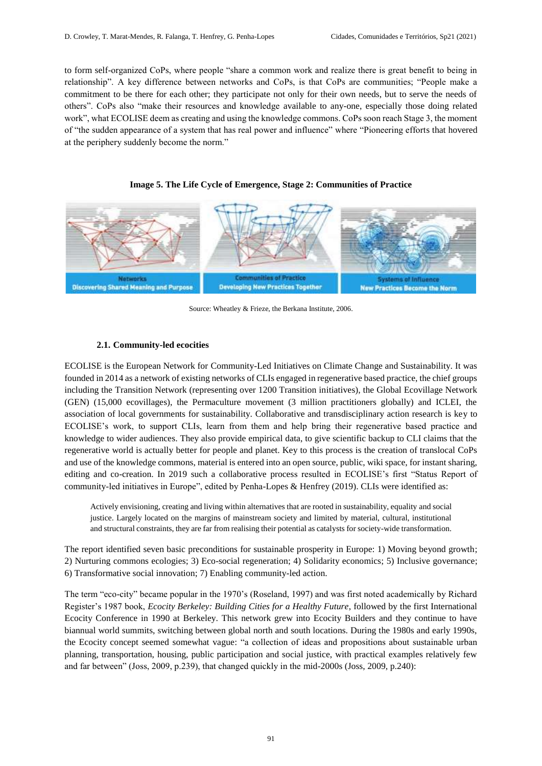to form self-organized CoPs, where people "share a common work and realize there is great benefit to being in relationship". A key difference between networks and CoPs, is that CoPs are communities; "People make a commitment to be there for each other; they participate not only for their own needs, but to serve the needs of others". CoPs also "make their resources and knowledge available to any-one, especially those doing related work", what ECOLISE deem as creating and using the knowledge commons. CoPs soon reach Stage 3, the moment of "the sudden appearance of a system that has real power and influence" where "Pioneering efforts that hovered at the periphery suddenly become the norm."

**Image 5. The Life Cycle of Emergence, Stage 2: Communities of Practice**

Source: Wheatley & Frieze, the Berkana Institute, 2006.

### 2.1. Community-led ecocities

ECOLISE is the European Network for Community-Led Initiatives on Climate Change and Sustainability. It was founded in 2014 as a network of existing networks of CLIs engaged in regenerative based practice, the chief groups including the Transition Network (representing over 1200 Transition initiatives), the Global Ecovillage Network (GEN) (15,000 ecovillages), the Permaculture movement (3 million practitioners globally) and ICLEI, the association of local governments for sustainability. Collaborative and transdisciplinary action research is key to ECOLISE's work, to support CLIs, learn from them and help bring their regenerative based practice and knowledge to wider audiences. They also provide empirical data, to give scientific backup to CLI claims that the regenerative world is actually better for people and planet. Key to this process is the creation of translocal CoPs and use of the knowledge commons, material is entered into an open source, public, wiki space, for instant sharing, editing and co-creation. In 2019 such a collaborative process resulted in ECOLISE's first "Status Report of community-led initiatives in Europe", edited by Penha-Lopes & Henfrey (2019). CLIs were identified as:

> Actively envisioning, creating and living within alternatives that are rooted in sustainability, equality and social justice. Largely located on the margins of mainstream society and limited by material, cultural, institutional and structural constraints, they are far from realising their potential as catalysts for society-wide transformation.

The report identified seven basic preconditions for sustainable prosperity in Europe: 1) Moving beyond growth; 2) Nurturing commons ecologies; 3) Eco-social regeneration; 4) Solidarity economics; 5) Inclusive governance; 6) Transformative social innovation; 7) Enabling community-led action.

The term "eco-city" became popular in the 1970's (Roseland, 1997) and was first noted academically by Richard Register's 1987 book, *Ecocity Berkeley: Building Cities for a Healthy Future*, followed by the first International Ecocity Conference in 1990 at Berkeley. This network grew into Ecocity Builders and they continue to have biannual world summits, switching between global north and south locations. During the 1980s and early 1990s, the Ecocity concept seemed somewhat vague: "a collection of ideas and propositions about sustainable urban planning, transportation, housing, public participation and social justice, with practical examples relatively few and far between" (Joss, 2009, p.239), that changed quickly in the mid-2000s (Joss, 2009, p.240):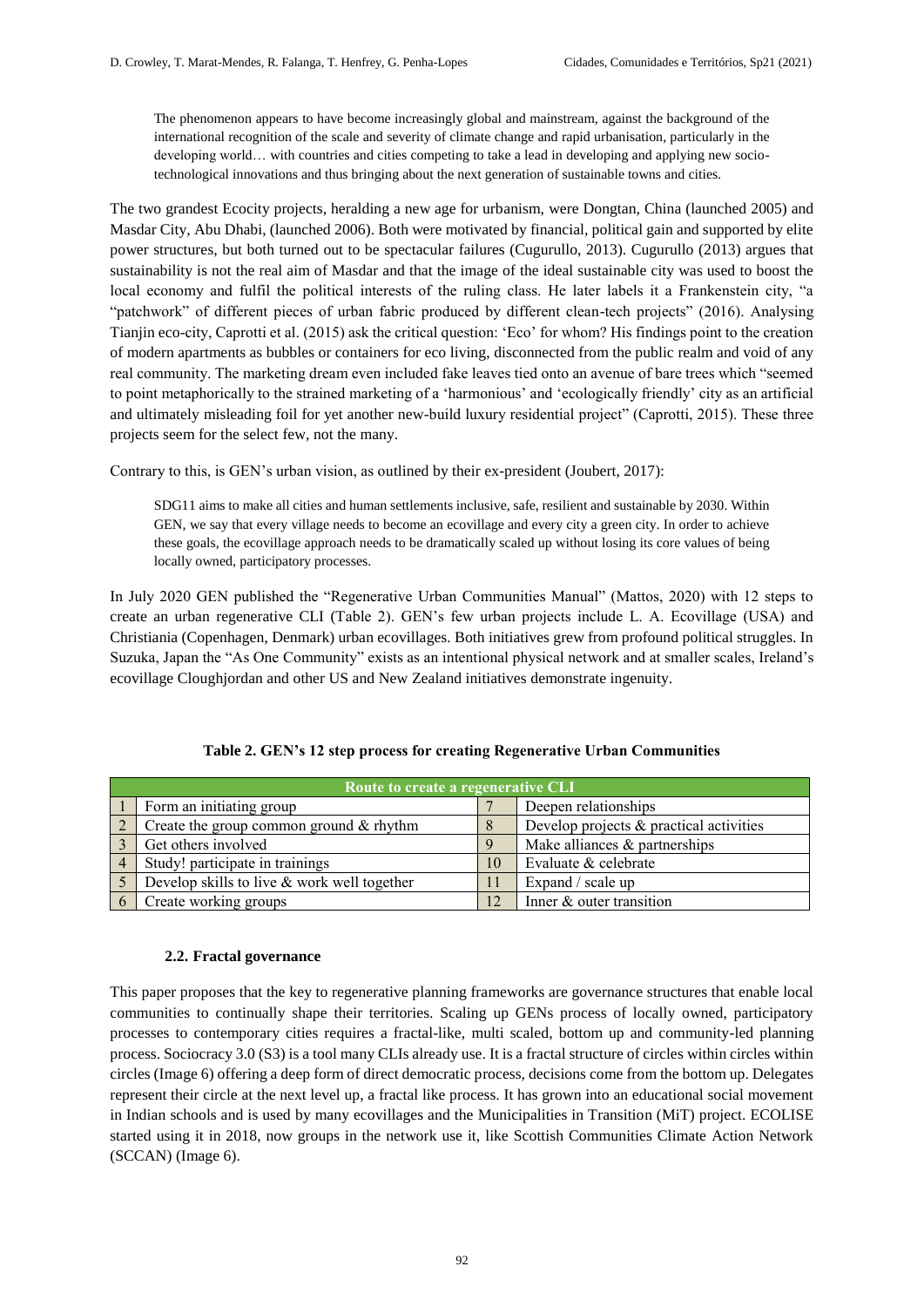> The phenomenon appears to have become increasingly global and mainstream, against the background of the international recognition of the scale and severity of climate change and rapid urbanisation, particularly in the developing world… with countries and cities competing to take a lead in developing and applying new socio-technological innovations and thus bringing about the next generation of sustainable towns and cities.

The two grandest Ecocity projects, heralding a new age for urbanism, were Dongtan, China (launched 2005) and Masdar City, Abu Dhabi, (launched 2006). Both were motivated by financial, political gain and supported by elite power structures, but both turned out to be spectacular failures (Cugurullo, 2013). Cugurullo (2013) argues that sustainability is not the real aim of Masdar and that the image of the ideal sustainable city was used to boost the local economy and fulfil the political interests of the ruling class. He later labels it a Frankenstein city, "a "patchwork" of different pieces of urban fabric produced by different clean-tech projects" (2016). Analysing Tianjin eco-city, Caprotti et al. (2015) ask the critical question: 'Eco' for whom? His findings point to the creation of modern apartments as bubbles or containers for eco living, disconnected from the public realm and void of any real community. The marketing dream even included fake leaves tied onto an avenue of bare trees which "seemed to point metaphorically to the strained marketing of a 'harmonious' and 'ecologically friendly' city as an artificial and ultimately misleading foil for yet another new-build luxury residential project" (Caprotti, 2015). These three projects seem for the select few, not the many.

Contrary to this, is GEN's urban vision, as outlined by their ex-president (Joubert, 2017):

> SDG11 aims to make all cities and human settlements inclusive, safe, resilient and sustainable by 2030. Within GEN, we say that every village needs to become an ecovillage and every city a green city. In order to achieve these goals, the ecovillage approach needs to be dramatically scaled up without losing its core values of being locally owned, participatory processes.

In July 2020 GEN published the "Regenerative Urban Communities Manual" (Mattos, 2020) with 12 steps to create an urban regenerative CLI (Table 2). GEN's few urban projects include L. A. Ecovillage (USA) and Christiania (Copenhagen, Denmark) urban ecovillages. Both initiatives grew from profound political struggles. In Suzuka, Japan the "As One Community" exists as an intentional physical network and at smaller scales, Ireland's ecovillage Cloughjordan and other US and New Zealand initiatives demonstrate ingenuity.

**Table 2. GEN's 12 step process for creating Regenerative Urban Communities**

| Route to create a regenerative CLI | | | |
|---|---|---|---|
| 1 | Form an initiating group | 7 | Deepen relationships |
| 2 | Create the group common ground & rhythm | 8 | Develop projects & practical activities |
| 3 | Get others involved | 9 | Make alliances & partnerships |
| 4 | Study! participate in trainings | 10 | Evaluate & celebrate |
| 5 | Develop skills to live & work well together | 11 | Expand / scale up |
| 6 | Create working groups | 12 | Inner & outer transition |

### 2.2. Fractal governance

This paper proposes that the key to regenerative planning frameworks are governance structures that enable local communities to continually shape their territories. Scaling up GENs process of locally owned, participatory processes to contemporary cities requires a fractal-like, multi scaled, bottom up and community-led planning process. Sociocracy 3.0 (S3) is a tool many CLIs already use. It is a fractal structure of circles within circles within circles (Image 6) offering a deep form of direct democratic process, decisions come from the bottom up. Delegates represent their circle at the next level up, a fractal like process. It has grown into an educational social movement in Indian schools and is used by many ecovillages and the Municipalities in Transition (MiT) project. ECOLISE started using it in 2018, now groups in the network use it, like Scottish Communities Climate Action Network (SCCAN) (Image 6).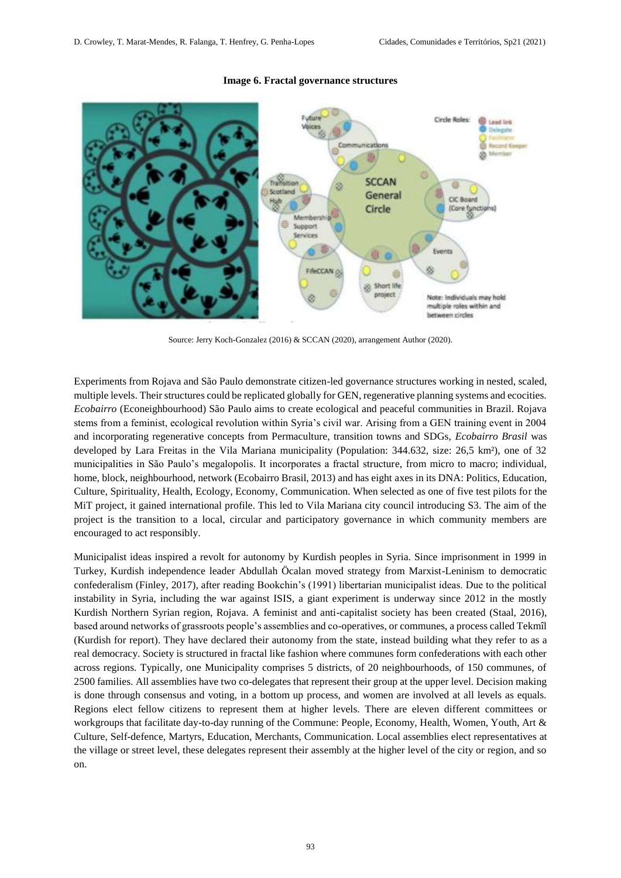**Image 6. Fractal governance structures**

Source: Jerry Koch-Gonzalez (2016) & SCCAN (2020), arrangement Author (2020).

Experiments from Rojava and São Paulo demonstrate citizen-led governance structures working in nested, scaled, multiple levels. Their structures could be replicated globally for GEN, regenerative planning systems and ecocities. *Ecobairro* (Econeighbourhood) São Paulo aims to create ecological and peaceful communities in Brazil. Rojava stems from a feminist, ecological revolution within Syria's civil war. Arising from a GEN training event in 2004 and incorporating regenerative concepts from Permaculture, transition towns and SDGs, *Ecobairro Brasil* was developed by Lara Freitas in the Vila Mariana municipality (Population: 344.632, size: 26,5 km²), one of 32 municipalities in São Paulo's megalopolis. It incorporates a fractal structure, from micro to macro; individual, home, block, neighbourhood, network (Ecobairro Brasil, 2013) and has eight axes in its DNA: Politics, Education, Culture, Spirituality, Health, Ecology, Economy, Communication. When selected as one of five test pilots for the MiT project, it gained international profile. This led to Vila Mariana city council introducing S3. The aim of the project is the transition to a local, circular and participatory governance in which community members are encouraged to act responsibly.

Municipalist ideas inspired a revolt for autonomy by Kurdish peoples in Syria. Since imprisonment in 1999 in Turkey, Kurdish independence leader Abdullah Öcalan moved strategy from Marxist-Leninism to democratic confederalism (Finley, 2017), after reading Bookchin's (1991) libertarian municipalist ideas. Due to the political instability in Syria, including the war against ISIS, a giant experiment is underway since 2012 in the mostly Kurdish Northern Syrian region, Rojava. A feminist and anti-capitalist society has been created (Staal, 2016), based around networks of grassroots people's assemblies and co-operatives, or communes, a process called Tekmîl (Kurdish for report). They have declared their autonomy from the state, instead building what they refer to as a real democracy. Society is structured in fractal like fashion where communes form confederations with each other across regions. Typically, one Municipality comprises 5 districts, of 20 neighbourhoods, of 150 communes, of 2500 families. All assemblies have two co-delegates that represent their group at the upper level. Decision making is done through consensus and voting, in a bottom up process, and women are involved at all levels as equals. Regions elect fellow citizens to represent them at higher levels. There are eleven different committees or workgroups that facilitate day-to-day running of the Commune: People, Economy, Health, Women, Youth, Art & Culture, Self-defence, Martyrs, Education, Merchants, Communication. Local assemblies elect representatives at the village or street level, these delegates represent their assembly at the higher level of the city or region, and so on.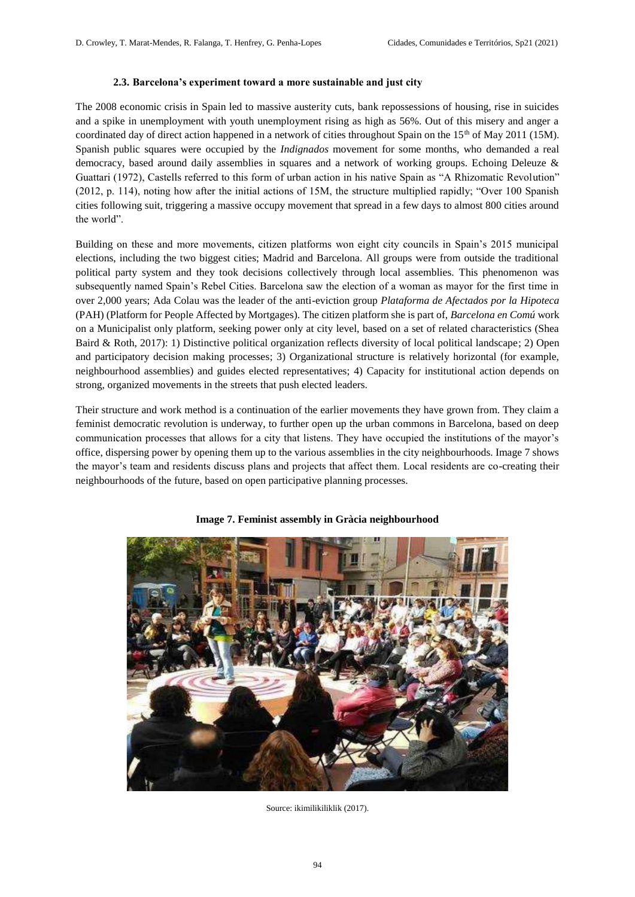### 2.3. Barcelona's experiment toward a more sustainable and just city

The 2008 economic crisis in Spain led to massive austerity cuts, bank repossessions of housing, rise in suicides and a spike in unemployment with youth unemployment rising as high as 56%. Out of this misery and anger a coordinated day of direct action happened in a network of cities throughout Spain on the 15th of May 2011 (15M). Spanish public squares were occupied by the *Indignados* movement for some months, who demanded a real democracy, based around daily assemblies in squares and a network of working groups. Echoing Deleuze & Guattari (1972), Castells referred to this form of urban action in his native Spain as "A Rhizomatic Revolution" (2012, p. 114), noting how after the initial actions of 15M, the structure multiplied rapidly; "Over 100 Spanish cities following suit, triggering a massive occupy movement that spread in a few days to almost 800 cities around the world".

Building on these and more movements, citizen platforms won eight city councils in Spain's 2015 municipal elections, including the two biggest cities; Madrid and Barcelona. All groups were from outside the traditional political party system and they took decisions collectively through local assemblies. This phenomenon was subsequently named Spain's Rebel Cities. Barcelona saw the election of a woman as mayor for the first time in over 2,000 years; Ada Colau was the leader of the anti-eviction group *Plataforma de Afectados por la Hipoteca* (PAH) (Platform for People Affected by Mortgages). The citizen platform she is part of, *Barcelona en Comú* work on a Municipalist only platform, seeking power only at city level, based on a set of related characteristics (Shea Baird & Roth, 2017): 1) Distinctive political organization reflects diversity of local political landscape; 2) Open and participatory decision making processes; 3) Organizational structure is relatively horizontal (for example, neighbourhood assemblies) and guides elected representatives; 4) Capacity for institutional action depends on strong, organized movements in the streets that push elected leaders.

Their structure and work method is a continuation of the earlier movements they have grown from. They claim a feminist democratic revolution is underway, to further open up the urban commons in Barcelona, based on deep communication processes that allows for a city that listens. They have occupied the institutions of the mayor's office, dispersing power by opening them up to the various assemblies in the city neighbourhoods. Image 7 shows the mayor's team and residents discuss plans and projects that affect them. Local residents are co-creating their neighbourhoods of the future, based on open participative planning processes.

**Image 7. Feminist assembly in Gràcia neighbourhood**

Source: ikimilikiliklik (2017).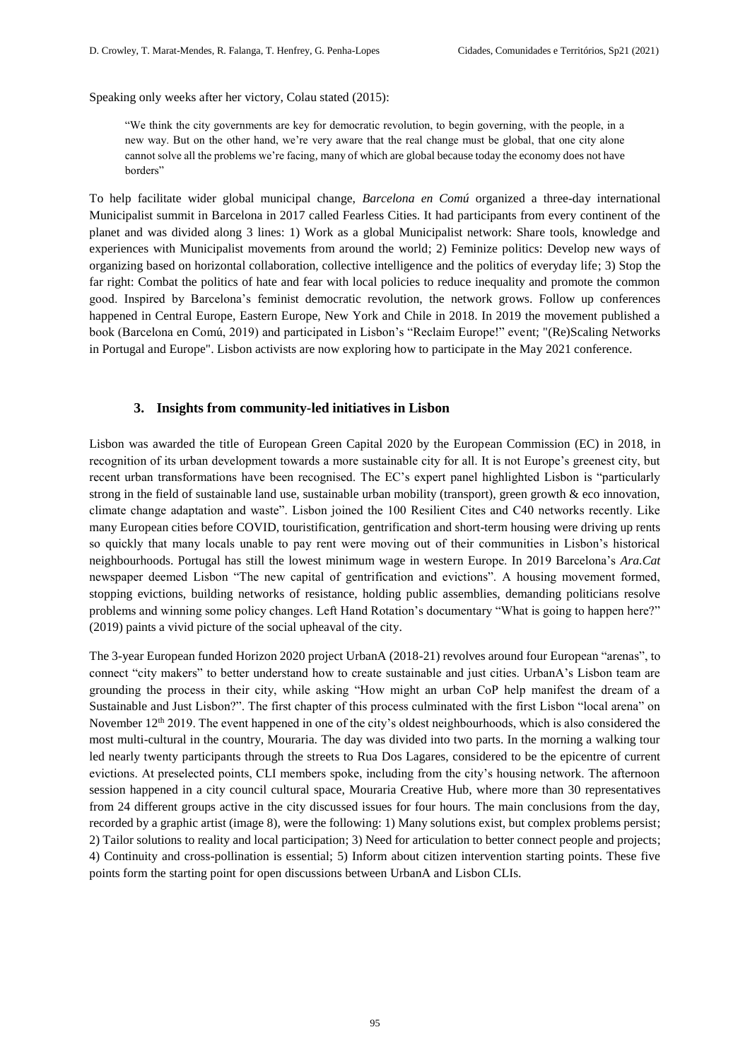Speaking only weeks after her victory, Colau stated (2015):

> "We think the city governments are key for democratic revolution, to begin governing, with the people, in a new way. But on the other hand, we're very aware that the real change must be global, that one city alone cannot solve all the problems we're facing, many of which are global because today the economy does not have borders"

To help facilitate wider global municipal change, *Barcelona en Comú* organized a three-day international Municipalist summit in Barcelona in 2017 called Fearless Cities. It had participants from every continent of the planet and was divided along 3 lines: 1) Work as a global Municipalist network: Share tools, knowledge and experiences with Municipalist movements from around the world; 2) Feminize politics: Develop new ways of organizing based on horizontal collaboration, collective intelligence and the politics of everyday life; 3) Stop the far right: Combat the politics of hate and fear with local policies to reduce inequality and promote the common good. Inspired by Barcelona's feminist democratic revolution, the network grows. Follow up conferences happened in Central Europe, Eastern Europe, New York and Chile in 2018. In 2019 the movement published a book (Barcelona en Comú, 2019) and participated in Lisbon's "Reclaim Europe!" event; "(Re)Scaling Networks in Portugal and Europe". Lisbon activists are now exploring how to participate in the May 2021 conference.

## 3. Insights from community-led initiatives in Lisbon

Lisbon was awarded the title of European Green Capital 2020 by the European Commission (EC) in 2018, in recognition of its urban development towards a more sustainable city for all. It is not Europe's greenest city, but recent urban transformations have been recognised. The EC's expert panel highlighted Lisbon is "particularly strong in the field of sustainable land use, sustainable urban mobility (transport), green growth & eco innovation, climate change adaptation and waste". Lisbon joined the 100 Resilient Cites and C40 networks recently. Like many European cities before COVID, touristification, gentrification and short-term housing were driving up rents so quickly that many locals unable to pay rent were moving out of their communities in Lisbon's historical neighbourhoods. Portugal has still the lowest minimum wage in western Europe. In 2019 Barcelona's *Ara.Cat* newspaper deemed Lisbon "The new capital of gentrification and evictions". A housing movement formed, stopping evictions, building networks of resistance, holding public assemblies, demanding politicians resolve problems and winning some policy changes. Left Hand Rotation's documentary "What is going to happen here?" (2019) paints a vivid picture of the social upheaval of the city.

The 3-year European funded Horizon 2020 project UrbanA (2018-21) revolves around four European "arenas", to connect "city makers" to better understand how to create sustainable and just cities. UrbanA's Lisbon team are grounding the process in their city, while asking "How might an urban CoP help manifest the dream of a Sustainable and Just Lisbon?". The first chapter of this process culminated with the first Lisbon "local arena" on November 12th 2019. The event happened in one of the city's oldest neighbourhoods, which is also considered the most multi-cultural in the country, Mouraria. The day was divided into two parts. In the morning a walking tour led nearly twenty participants through the streets to Rua Dos Lagares, considered to be the epicentre of current evictions. At preselected points, CLI members spoke, including from the city's housing network. The afternoon session happened in a city council cultural space, Mouraria Creative Hub, where more than 30 representatives from 24 different groups active in the city discussed issues for four hours. The main conclusions from the day, recorded by a graphic artist (image 8), were the following: 1) Many solutions exist, but complex problems persist; 2) Tailor solutions to reality and local participation; 3) Need for articulation to better connect people and projects; 4) Continuity and cross-pollination is essential; 5) Inform about citizen intervention starting points. These five points form the starting point for open discussions between UrbanA and Lisbon CLIs.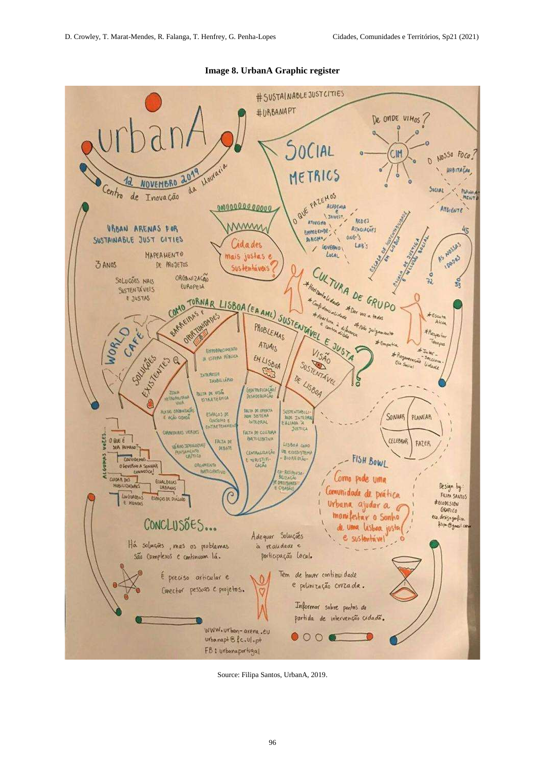**Image 8. UrbanA Graphic register**

Source: Filipa Santos, UrbanA, 2019.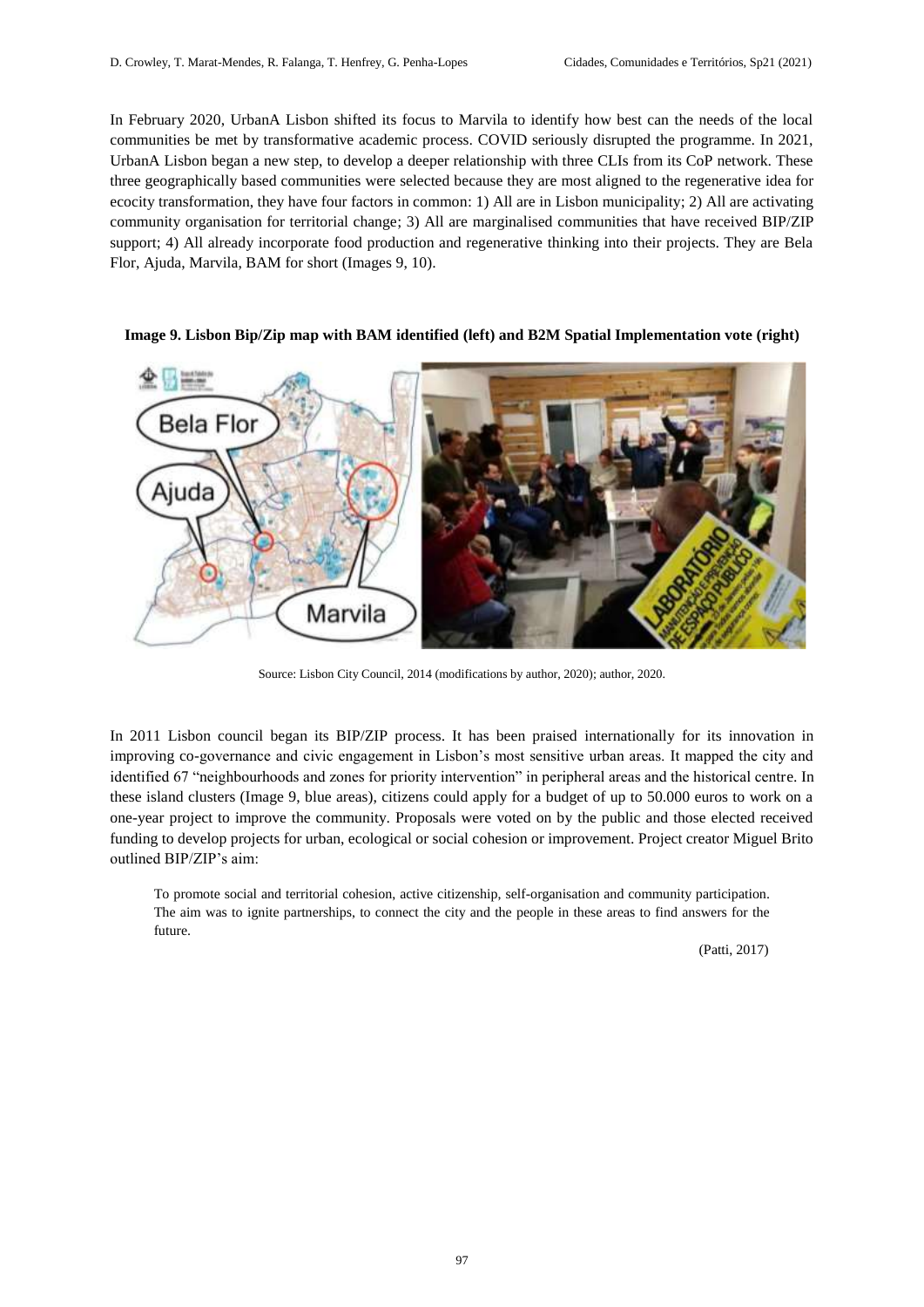In February 2020, UrbanA Lisbon shifted its focus to Marvila to identify how best can the needs of the local communities be met by transformative academic process. COVID seriously disrupted the programme. In 2021, UrbanA Lisbon began a new step, to develop a deeper relationship with three CLIs from its CoP network. These three geographically based communities were selected because they are most aligned to the regenerative idea for ecocity transformation, they have four factors in common: 1) All are in Lisbon municipality; 2) All are activating community organisation for territorial change; 3) All are marginalised communities that have received BIP/ZIP support; 4) All already incorporate food production and regenerative thinking into their projects. They are Bela Flor, Ajuda, Marvila, BAM for short (Images 9, 10).

**Image 9. Lisbon Bip/Zip map with BAM identified (left) and B2M Spatial Implementation vote (right)**

Source: Lisbon City Council, 2014 (modifications by author, 2020); author, 2020.

In 2011 Lisbon council began its BIP/ZIP process. It has been praised internationally for its innovation in improving co-governance and civic engagement in Lisbon's most sensitive urban areas. It mapped the city and identified 67 "neighbourhoods and zones for priority intervention" in peripheral areas and the historical centre. In these island clusters (Image 9, blue areas), citizens could apply for a budget of up to 50.000 euros to work on a one-year project to improve the community. Proposals were voted on by the public and those elected received funding to develop projects for urban, ecological or social cohesion or improvement. Project creator Miguel Brito outlined BIP/ZIP's aim:

> To promote social and territorial cohesion, active citizenship, self-organisation and community participation. The aim was to ignite partnerships, to connect the city and the people in these areas to find answers for the future.
>
> (Patti, 2017)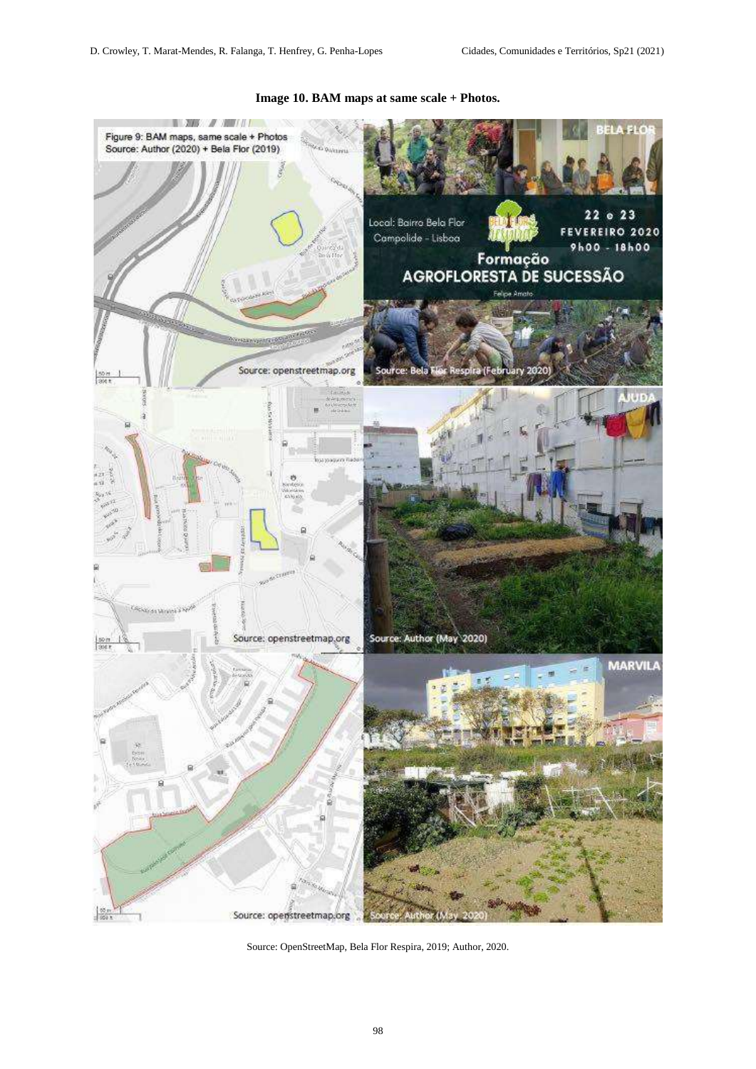**Image 10. BAM maps at same scale + Photos.**

Source: OpenStreetMap, Bela Flor Respira, 2019; Author, 2020.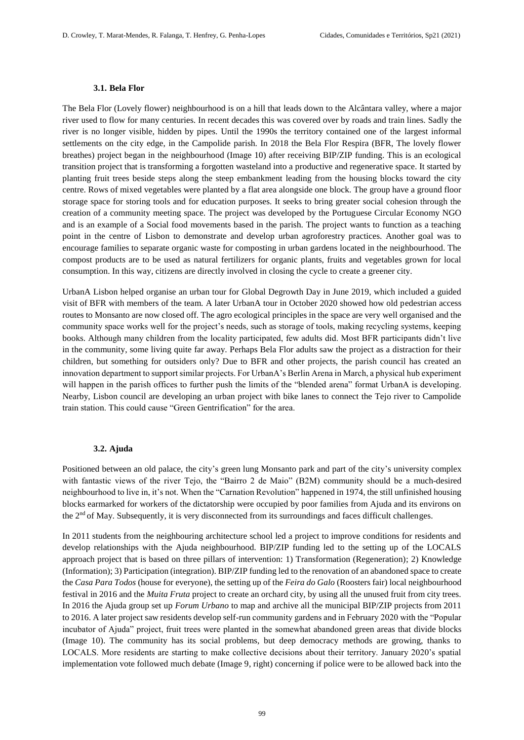### 3.1. Bela Flor

The Bela Flor (Lovely flower) neighbourhood is on a hill that leads down to the Alcântara valley, where a major river used to flow for many centuries. In recent decades this was covered over by roads and train lines. Sadly the river is no longer visible, hidden by pipes. Until the 1990s the territory contained one of the largest informal settlements on the city edge, in the Campolide parish. In 2018 the Bela Flor Respira (BFR, The lovely flower breathes) project began in the neighbourhood (Image 10) after receiving BIP/ZIP funding. This is an ecological transition project that is transforming a forgotten wasteland into a productive and regenerative space. It started by planting fruit trees beside steps along the steep embankment leading from the housing blocks toward the city centre. Rows of mixed vegetables were planted by a flat area alongside one block. The group have a ground floor storage space for storing tools and for education purposes. It seeks to bring greater social cohesion through the creation of a community meeting space. The project was developed by the Portuguese Circular Economy NGO and is an example of a Social food movements based in the parish. The project wants to function as a teaching point in the centre of Lisbon to demonstrate and develop urban agroforestry practices. Another goal was to encourage families to separate organic waste for composting in urban gardens located in the neighbourhood. The compost products are to be used as natural fertilizers for organic plants, fruits and vegetables grown for local consumption. In this way, citizens are directly involved in closing the cycle to create a greener city.

UrbanA Lisbon helped organise an urban tour for Global Degrowth Day in June 2019, which included a guided visit of BFR with members of the team. A later UrbanA tour in October 2020 showed how old pedestrian access routes to Monsanto are now closed off. The agro ecological principles in the space are very well organised and the community space works well for the project's needs, such as storage of tools, making recycling systems, keeping books. Although many children from the locality participated, few adults did. Most BFR participants didn't live in the community, some living quite far away. Perhaps Bela Flor adults saw the project as a distraction for their children, but something for outsiders only? Due to BFR and other projects, the parish council has created an innovation department to support similar projects. For UrbanA's Berlin Arena in March, a physical hub experiment will happen in the parish offices to further push the limits of the "blended arena" format UrbanA is developing. Nearby, Lisbon council are developing an urban project with bike lanes to connect the Tejo river to Campolide train station. This could cause "Green Gentrification" for the area.

### 3.2. Ajuda

Positioned between an old palace, the city's green lung Monsanto park and part of the city's university complex with fantastic views of the river Tejo, the "Bairro 2 de Maio" (B2M) community should be a much-desired neighbourhood to live in, it's not. When the "Carnation Revolution" happened in 1974, the still unfinished housing blocks earmarked for workers of the dictatorship were occupied by poor families from Ajuda and its environs on the 2nd of May. Subsequently, it is very disconnected from its surroundings and faces difficult challenges.

In 2011 students from the neighbouring architecture school led a project to improve conditions for residents and develop relationships with the Ajuda neighbourhood. BIP/ZIP funding led to the setting up of the LOCALS approach project that is based on three pillars of intervention: 1) Transformation (Regeneration); 2) Knowledge (Information); 3) Participation (integration). BIP/ZIP funding led to the renovation of an abandoned space to create the *Casa Para Todos* (house for everyone), the setting up of the *Feira do Galo* (Roosters fair) local neighbourhood festival in 2016 and the *Muita Fruta* project to create an orchard city, by using all the unused fruit from city trees. In 2016 the Ajuda group set up *Forum Urbano* to map and archive all the municipal BIP/ZIP projects from 2011 to 2016. A later project saw residents develop self-run community gardens and in February 2020 with the "Popular incubator of Ajuda" project, fruit trees were planted in the somewhat abandoned green areas that divide blocks (Image 10). The community has its social problems, but deep democracy methods are growing, thanks to LOCALS. More residents are starting to make collective decisions about their territory. January 2020's spatial implementation vote followed much debate (Image 9, right) concerning if police were to be allowed back into the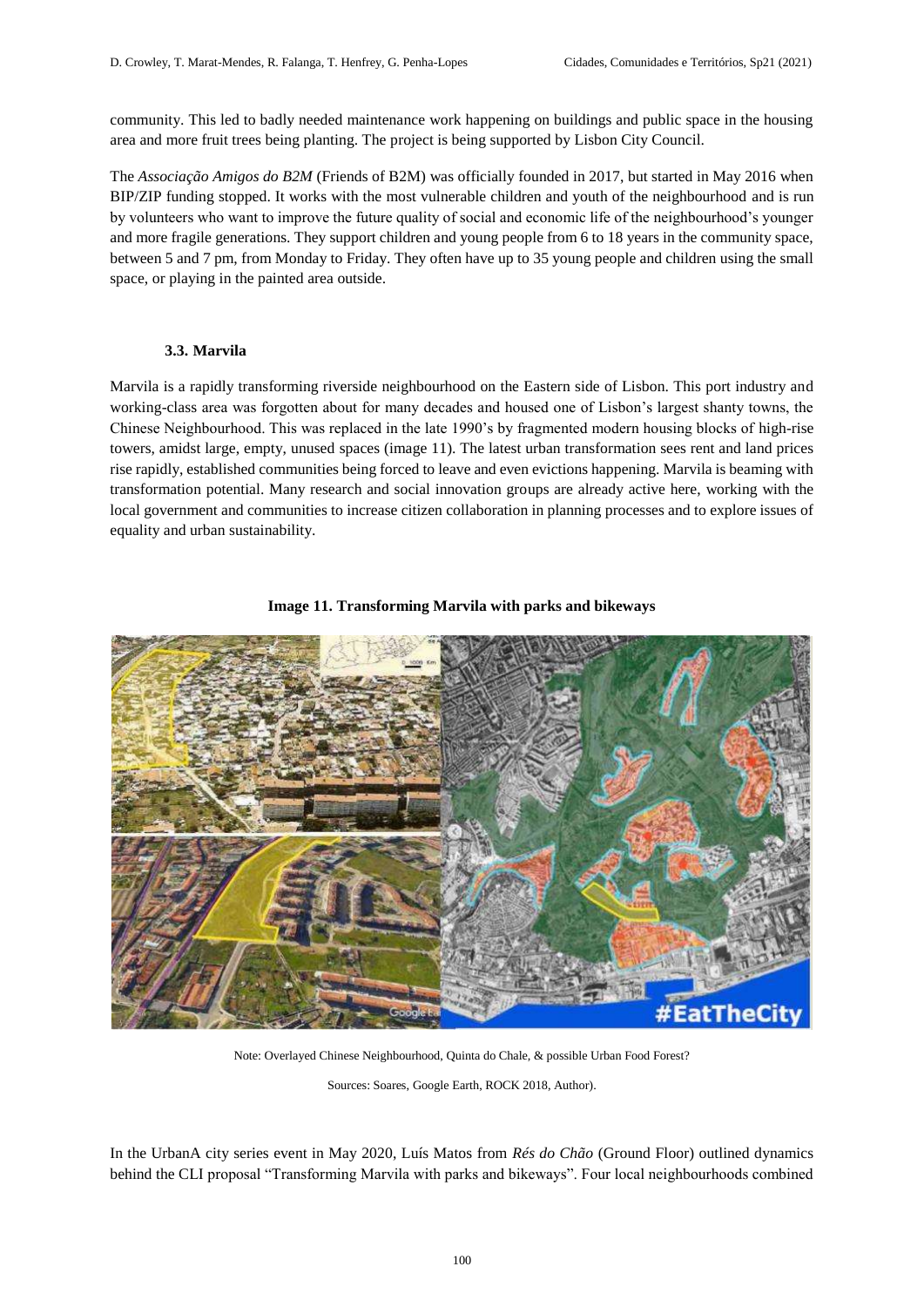community. This led to badly needed maintenance work happening on buildings and public space in the housing area and more fruit trees being planting. The project is being supported by Lisbon City Council.

The *Associação Amigos do B2M* (Friends of B2M) was officially founded in 2017, but started in May 2016 when BIP/ZIP funding stopped. It works with the most vulnerable children and youth of the neighbourhood and is run by volunteers who want to improve the future quality of social and economic life of the neighbourhood's younger and more fragile generations. They support children and young people from 6 to 18 years in the community space, between 5 and 7 pm, from Monday to Friday. They often have up to 35 young people and children using the small space, or playing in the painted area outside.

### 3.3. Marvila

Marvila is a rapidly transforming riverside neighbourhood on the Eastern side of Lisbon. This port industry and working-class area was forgotten about for many decades and housed one of Lisbon's largest shanty towns, the Chinese Neighbourhood. This was replaced in the late 1990's by fragmented modern housing blocks of high-rise towers, amidst large, empty, unused spaces (image 11). The latest urban transformation sees rent and land prices rise rapidly, established communities being forced to leave and even evictions happening. Marvila is beaming with transformation potential. Many research and social innovation groups are already active here, working with the local government and communities to increase citizen collaboration in planning processes and to explore issues of equality and urban sustainability.

**Image 11. Transforming Marvila with parks and bikeways**

Note: Overlayed Chinese Neighbourhood, Quinta do Chale, & possible Urban Food Forest?

Sources: Soares, Google Earth, ROCK 2018, Author).

In the UrbanA city series event in May 2020, Luís Matos from *Rés do Chão* (Ground Floor) outlined dynamics behind the CLI proposal "Transforming Marvila with parks and bikeways". Four local neighbourhoods combined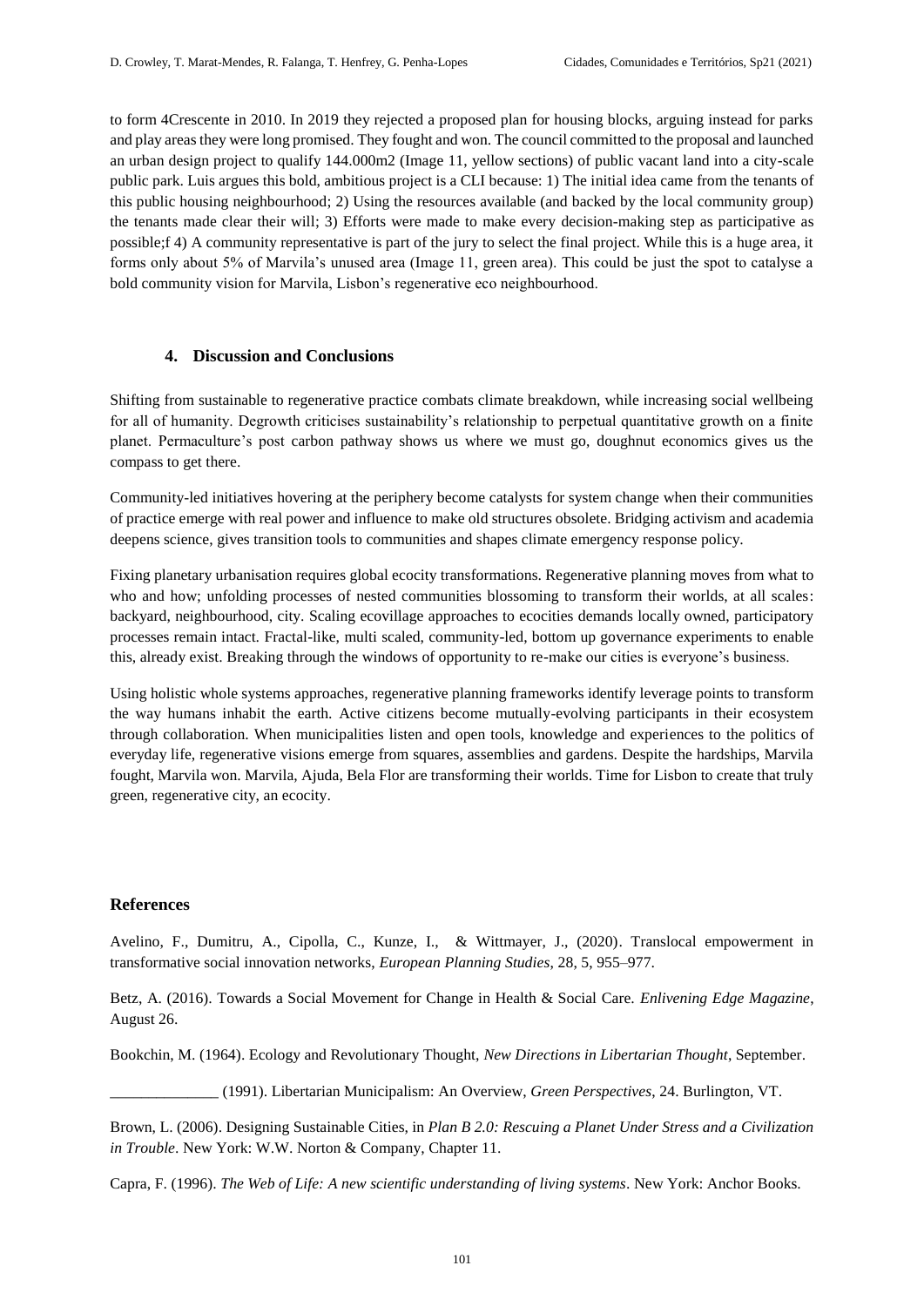to form 4Crescente in 2010. In 2019 they rejected a proposed plan for housing blocks, arguing instead for parks and play areas they were long promised. They fought and won. The council committed to the proposal and launched an urban design project to qualify 144.000m2 (Image 11, yellow sections) of public vacant land into a city-scale public park. Luis argues this bold, ambitious project is a CLI because: 1) The initial idea came from the tenants of this public housing neighbourhood; 2) Using the resources available (and backed by the local community group) the tenants made clear their will; 3) Efforts were made to make every decision-making step as participative as possible;f 4) A community representative is part of the jury to select the final project. While this is a huge area, it forms only about 5% of Marvila's unused area (Image 11, green area). This could be just the spot to catalyse a bold community vision for Marvila, Lisbon's regenerative eco neighbourhood.

## 4. Discussion and Conclusions

Shifting from sustainable to regenerative practice combats climate breakdown, while increasing social wellbeing for all of humanity. Degrowth criticises sustainability's relationship to perpetual quantitative growth on a finite planet. Permaculture's post carbon pathway shows us where we must go, doughnut economics gives us the compass to get there.

Community-led initiatives hovering at the periphery become catalysts for system change when their communities of practice emerge with real power and influence to make old structures obsolete. Bridging activism and academia deepens science, gives transition tools to communities and shapes climate emergency response policy.

Fixing planetary urbanisation requires global ecocity transformations. Regenerative planning moves from what to who and how; unfolding processes of nested communities blossoming to transform their worlds, at all scales: backyard, neighbourhood, city. Scaling ecovillage approaches to ecocities demands locally owned, participatory processes remain intact. Fractal-like, multi scaled, community-led, bottom up governance experiments to enable this, already exist. Breaking through the windows of opportunity to re-make our cities is everyone's business.

Using holistic whole systems approaches, regenerative planning frameworks identify leverage points to transform the way humans inhabit the earth. Active citizens become mutually-evolving participants in their ecosystem through collaboration. When municipalities listen and open tools, knowledge and experiences to the politics of everyday life, regenerative visions emerge from squares, assemblies and gardens. Despite the hardships, Marvila fought, Marvila won. Marvila, Ajuda, Bela Flor are transforming their worlds. Time for Lisbon to create that truly green, regenerative city, an ecocity.

## References

Avelino, F., Dumitru, A., Cipolla, C., Kunze, I., & Wittmayer, J., (2020). Translocal empowerment in transformative social innovation networks, *European Planning Studies*, 28, 5, 955–977.

Betz, A. (2016). Towards a Social Movement for Change in Health & Social Care. *Enlivening Edge Magazine*, August 26.

Bookchin, M. (1964). Ecology and Revolutionary Thought, *New Directions in Libertarian Thought*, September.

______________ (1991). Libertarian Municipalism: An Overview, *Green Perspectives*, 24. Burlington, VT.

Brown, L. (2006). Designing Sustainable Cities, in *Plan B 2.0: Rescuing a Planet Under Stress and a Civilization in Trouble*. New York: W.W. Norton & Company, Chapter 11.

Capra, F. (1996). *The Web of Life: A new scientific understanding of living systems*. New York: Anchor Books.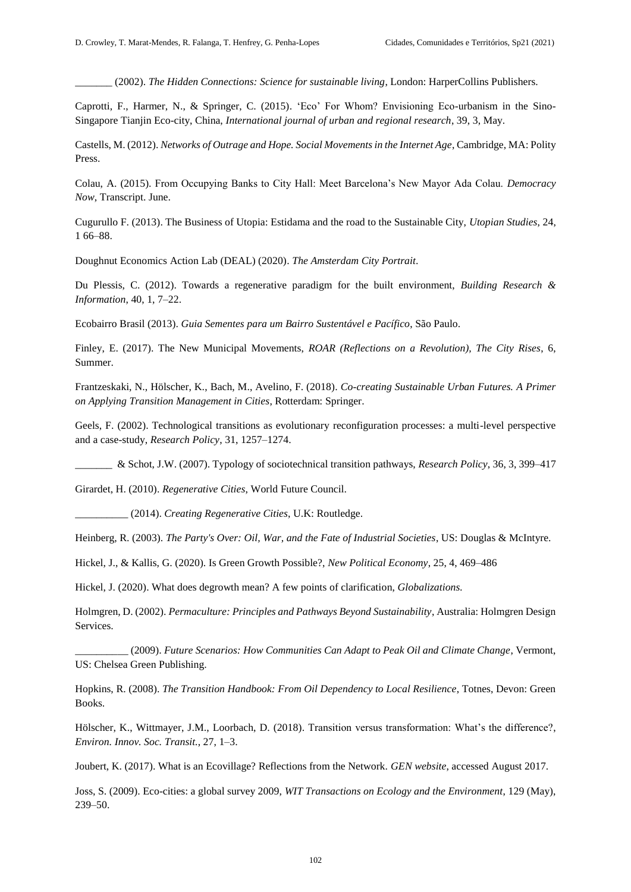_______ (2002). *The Hidden Connections: Science for sustainable living*, London: HarperCollins Publishers.

Caprotti, F., Harmer, N., & Springer, C. (2015). 'Eco' For Whom? Envisioning Eco-urbanism in the Sino-Singapore Tianjin Eco-city, China, *International journal of urban and regional research*, 39, 3, May.

Castells, M. (2012). *Networks of Outrage and Hope. Social Movements in the Internet Age*, Cambridge, MA: Polity Press.

Colau, A. (2015). From Occupying Banks to City Hall: Meet Barcelona's New Mayor Ada Colau. *Democracy Now*, Transcript. June.

Cugurullo F. (2013). The Business of Utopia: Estidama and the road to the Sustainable City, *Utopian Studies*, 24, 1 66–88.

Doughnut Economics Action Lab (DEAL) (2020). *The Amsterdam City Portrait*.

Du Plessis, C. (2012). Towards a regenerative paradigm for the built environment, *Building Research & Information*, 40, 1, 7–22.

Ecobairro Brasil (2013). *Guia Sementes para um Bairro Sustentável e Pacífico*, São Paulo.

Finley, E. (2017). The New Municipal Movements, *ROAR (Reflections on a Revolution), The City Rises*, 6, Summer.

Frantzeskaki, N., Hölscher, K., Bach, M., Avelino, F. (2018). *Co-creating Sustainable Urban Futures. A Primer on Applying Transition Management in Cities*, Rotterdam: Springer.

Geels, F. (2002). Technological transitions as evolutionary reconfiguration processes: a multi-level perspective and a case-study, *Research Policy*, 31, 1257–1274.

_______ & Schot, J.W. (2007). Typology of sociotechnical transition pathways, *Research Policy*, 36, 3, 399–417

Girardet, H. (2010). *Regenerative Cities*, World Future Council.

__________ (2014). *Creating Regenerative Cities*, U.K: Routledge.

Heinberg, R. (2003). *The Party's Over: Oil, War, and the Fate of Industrial Societies*, US: Douglas & McIntyre.

Hickel, J., & Kallis, G. (2020). Is Green Growth Possible?, *New Political Economy*, 25, 4, 469–486

Hickel, J. (2020). What does degrowth mean? A few points of clarification, *Globalizations.*

Holmgren, D. (2002). *Permaculture: Principles and Pathways Beyond Sustainability*, Australia: Holmgren Design Services.

__________ (2009). *Future Scenarios: How Communities Can Adapt to Peak Oil and Climate Change*, Vermont, US: Chelsea Green Publishing.

Hopkins, R. (2008). *The Transition Handbook: From Oil Dependency to Local Resilience*, Totnes, Devon: Green Books.

Hölscher, K., Wittmayer, J.M., Loorbach, D. (2018). Transition versus transformation: What's the difference?, *Environ. Innov. Soc. Transit.*, 27, 1–3.

Joubert, K. (2017). What is an Ecovillage? Reflections from the Network. *GEN website*, accessed August 2017.

Joss, S. (2009). Eco-cities: a global survey 2009, *WIT Transactions on Ecology and the Environment*, 129 (May), 239–50.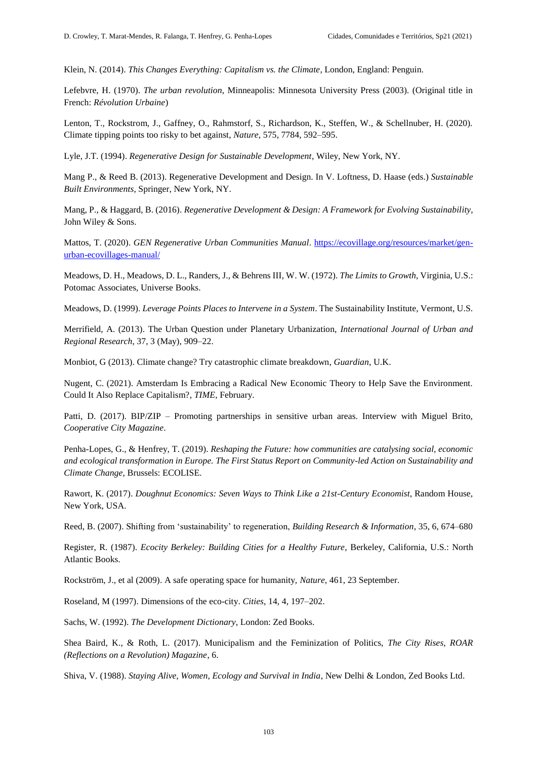Klein, N. (2014). *This Changes Everything: Capitalism vs. the Climate*, London, England: Penguin.

Lefebvre, H. (1970). *The urban revolution*, Minneapolis: Minnesota University Press (2003). (Original title in French: *Révolution Urbaine*)

Lenton, T., Rockstrom, J., Gaffney, O., Rahmstorf, S., Richardson, K., Steffen, W., & Schellnuber, H. (2020). Climate tipping points too risky to bet against, *Nature*, 575, 7784, 592–595.

Lyle, J.T. (1994). *Regenerative Design for Sustainable Development*, Wiley, New York, NY.

Mang P., & Reed B. (2013). Regenerative Development and Design. In V. Loftness, D. Haase (eds.) *Sustainable Built Environments*, Springer, New York, NY.

Mang, P., & Haggard, B. (2016). *Regenerative Development & Design: A Framework for Evolving Sustainability*, John Wiley & Sons.

Mattos, T. (2020). *GEN Regenerative Urban Communities Manual*. https://ecovillage.org/resources/market/gen-urban-ecovillages-manual/

Meadows, D. H., Meadows, D. L., Randers, J., & Behrens III, W. W. (1972). *The Limits to Growth*, Virginia, U.S.: Potomac Associates, Universe Books.

Meadows, D. (1999). *Leverage Points Places to Intervene in a System*. The Sustainability Institute, Vermont, U.S.

Merrifield, A. (2013). The Urban Question under Planetary Urbanization, *International Journal of Urban and Regional Research*, 37, 3 (May), 909–22.

Monbiot, G (2013). Climate change? Try catastrophic climate breakdown, *Guardian*, U.K.

Nugent, C. (2021). Amsterdam Is Embracing a Radical New Economic Theory to Help Save the Environment. Could It Also Replace Capitalism?, *TIME*, February.

Patti, D. (2017). BIP/ZIP – Promoting partnerships in sensitive urban areas. Interview with Miguel Brito, *Cooperative City Magazine*.

Penha-Lopes, G., & Henfrey, T. (2019). *Reshaping the Future: how communities are catalysing social, economic and ecological transformation in Europe. The First Status Report on Community-led Action on Sustainability and Climate Change*, Brussels: ECOLISE.

Rawort, K. (2017). *Doughnut Economics: Seven Ways to Think Like a 21st-Century Economist*, Random House, New York, USA.

Reed, B. (2007). Shifting from 'sustainability' to regeneration, *Building Research & Information*, 35, 6, 674–680

Register, R. (1987). *Ecocity Berkeley: Building Cities for a Healthy Future*, Berkeley, California, U.S.: North Atlantic Books.

Rockström, J., et al (2009). A safe operating space for humanity, *Nature*, 461, 23 September.

Roseland, M (1997). Dimensions of the eco-city. *Cities*, 14, 4, 197–202.

Sachs, W. (1992). *The Development Dictionary*, London: Zed Books.

Shea Baird, K., & Roth, L. (2017). Municipalism and the Feminization of Politics, *The City Rises, ROAR (Reflections on a Revolution) Magazine*, 6.

Shiva, V. (1988). *Staying Alive, Women, Ecology and Survival in India*, New Delhi & London, Zed Books Ltd.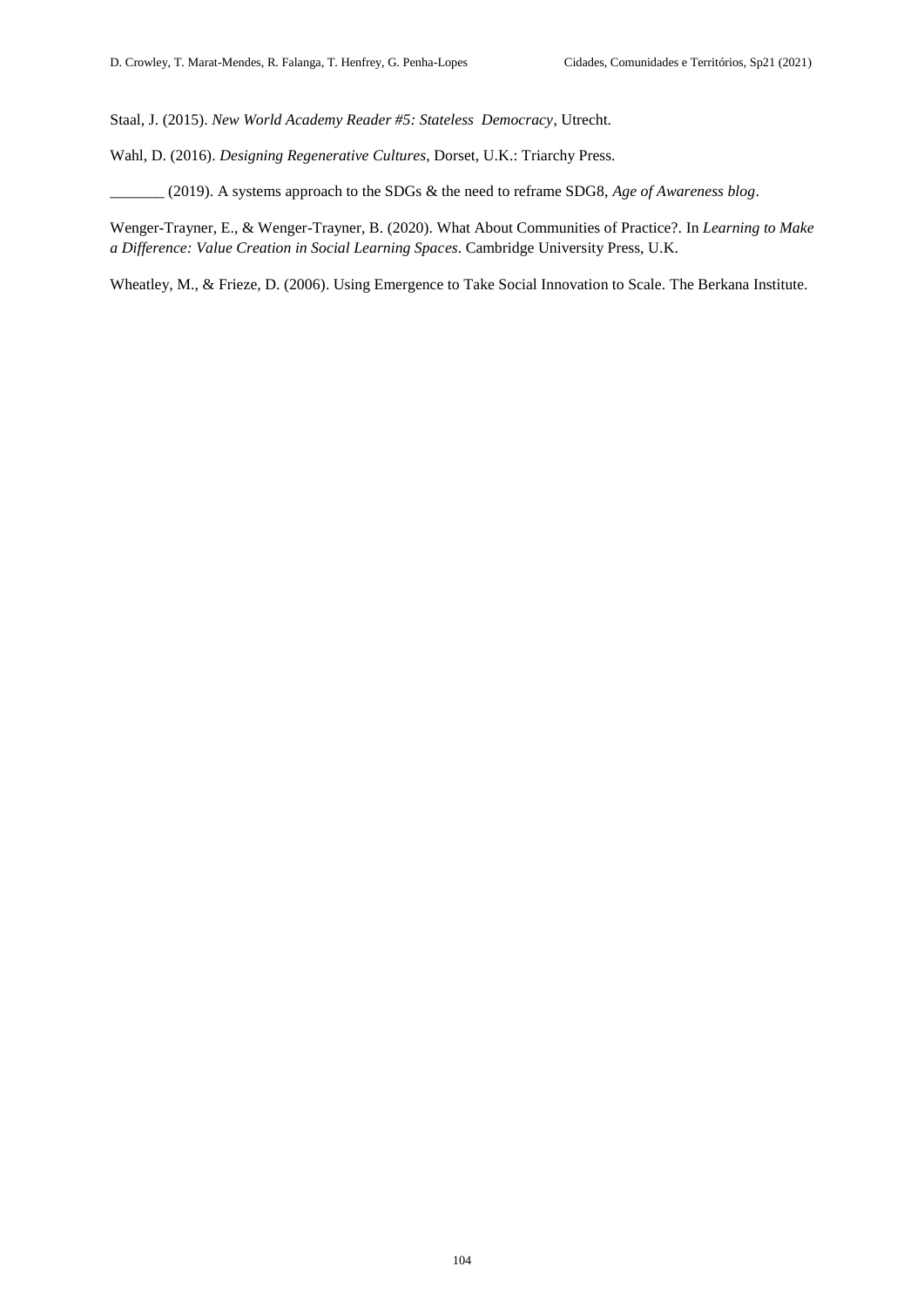Staal, J. (2015). *New World Academy Reader #5: Stateless Democracy*, Utrecht.

Wahl, D. (2016). *Designing Regenerative Cultures*, Dorset, U.K.: Triarchy Press.

_______ (2019). A systems approach to the SDGs & the need to reframe SDG8, *Age of Awareness blog*.

Wenger-Trayner, E., & Wenger-Trayner, B. (2020). What About Communities of Practice?. In *Learning to Make a Difference: Value Creation in Social Learning Spaces*. Cambridge University Press, U.K.

Wheatley, M., & Frieze, D. (2006). Using Emergence to Take Social Innovation to Scale. The Berkana Institute.